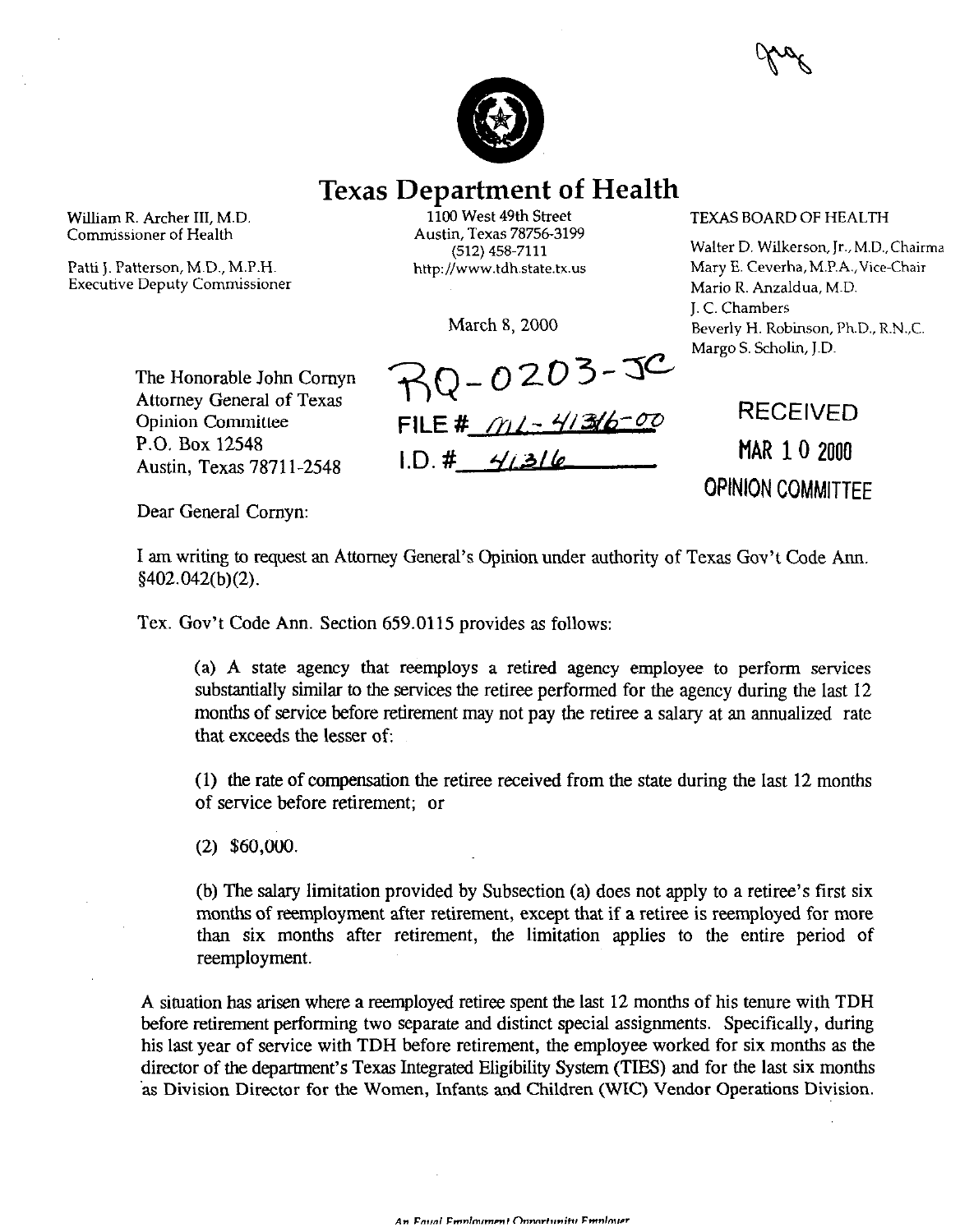# Texas Department of Health

William R. Archer III, M.D.
Commissioner of Health

Patti J. Patterson, M.D., M.P.H.
Executive Deputy Commissioner

1100 West 49th Street
Austin, Texas 78756-3199
(512) 458-7111
http://www.tdh.state.tx.us

TEXAS BOARD OF HEALTH

Walter D. Wilkerson, Jr., M.D., Chairma
Mary E. Ceverha, M.P.A., Vice-Chair
Mario R. Anzaldua, M.D.
J. C. Chambers
Beverly H. Robinson, Ph.D., R.N.,C.
Margo S. Scholin, J.D.

March 8, 2000

RQ-0203-JC

FILE # ML-41316-00

I.D. # 41316

RECEIVED
MAR 10 2000
OPINION COMMITTEE

The Honorable John Cornyn
Attorney General of Texas
Opinion Committee
P.O. Box 12548
Austin, Texas 78711-2548

Dear General Cornyn:

I am writing to request an Attorney General's Opinion under authority of Texas Gov't Code Ann. §402.042(b)(2).

Tex. Gov't Code Ann. Section 659.0115 provides as follows:

> (a) A state agency that reemploys a retired agency employee to perform services substantially similar to the services the retiree performed for the agency during the last 12 months of service before retirement may not pay the retiree a salary at an annualized rate that exceeds the lesser of:
>
> (1) the rate of compensation the retiree received from the state during the last 12 months of service before retirement; or
>
> (2) $60,000.
>
> (b) The salary limitation provided by Subsection (a) does not apply to a retiree's first six months of reemployment after retirement, except that if a retiree is reemployed for more than six months after retirement, the limitation applies to the entire period of reemployment.

A situation has arisen where a reemployed retiree spent the last 12 months of his tenure with TDH before retirement performing two separate and distinct special assignments. Specifically, during his last year of service with TDH before retirement, the employee worked for six months as the director of the department's Texas Integrated Eligibility System (TIES) and for the last six months as Division Director for the Women, Infants and Children (WIC) Vendor Operations Division.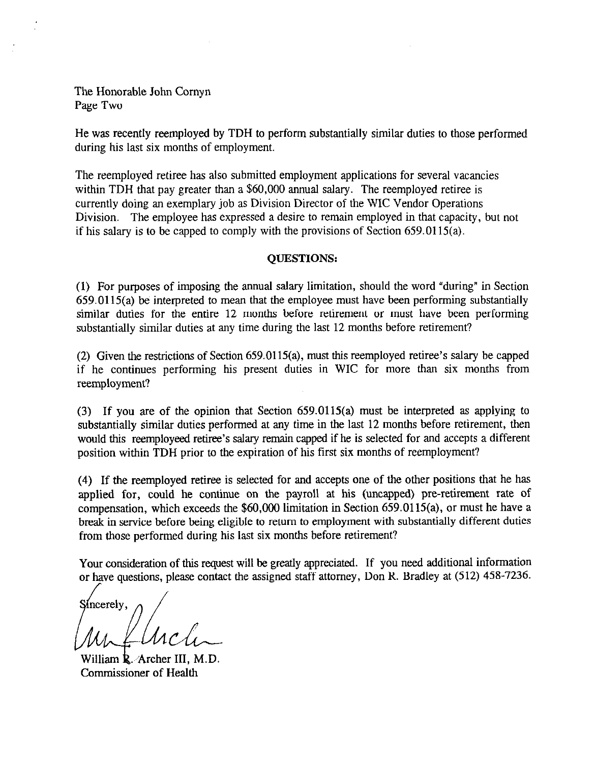The Honorable John Cornyn
Page Two

He was recently reemployed by TDH to perform substantially similar duties to those performed during his last six months of employment.

The reemployed retiree has also submitted employment applications for several vacancies within TDH that pay greater than a $60,000 annual salary. The reemployed retiree is currently doing an exemplary job as Division Director of the WIC Vendor Operations Division. The employee has expressed a desire to remain employed in that capacity, but not if his salary is to be capped to comply with the provisions of Section 659.0115(a).

**QUESTIONS:**

(1) For purposes of imposing the annual salary limitation, should the word "during" in Section 659.0115(a) be interpreted to mean that the employee must have been performing substantially similar duties for the entire 12 months before retirement or must have been performing substantially similar duties at any time during the last 12 months before retirement?

(2) Given the restrictions of Section 659.0115(a), must this reemployed retiree's salary be capped if he continues performing his present duties in WIC for more than six months from reemployment?

(3) If you are of the opinion that Section 659.0115(a) must be interpreted as applying to substantially similar duties performed at any time in the last 12 months before retirement, then would this reemployeed retiree's salary remain capped if he is selected for and accepts a different position within TDH prior to the expiration of his first six months of reemployment?

(4) If the reemployed retiree is selected for and accepts one of the other positions that he has applied for, could he continue on the payroll at his (uncapped) pre-retirement rate of compensation, which exceeds the $60,000 limitation in Section 659.0115(a), or must he have a break in service before being eligible to return to employment with substantially different duties from those performed during his last six months before retirement?

Your consideration of this request will be greatly appreciated. If you need additional information or have questions, please contact the assigned staff attorney, Don R. Bradley at (512) 458-7236.

Sincerely,

William R. Archer III, M.D.
Commissioner of Health